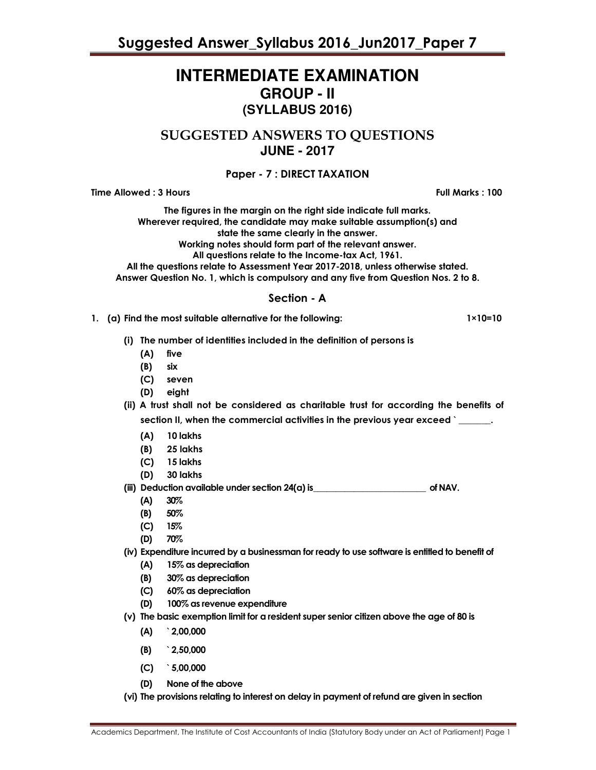# INTERMEDIATE EXAMINATION
## GROUP - II
## (SYLLABUS 2016)

## SUGGESTED ANSWERS TO QUESTIONS
## JUNE - 2017

### Paper - 7 : DIRECT TAXATION

**Time Allowed : 3 Hours** **Full Marks : 100**

**The figures in the margin on the right side indicate full marks.**
**Wherever required, the candidate may make suitable assumption(s) and state the same clearly in the answer.**
**Working notes should form part of the relevant answer.**
**All questions relate to the Income-tax Act, 1961.**
**All the questions relate to Assessment Year 2017-2018, unless otherwise stated.**
**Answer Question No. 1, which is compulsory and any five from Question Nos. 2 to 8.**

### Section - A

**1. (a) Find the most suitable alternative for the following:** **1×10=10**

**(i) The number of identities included in the definition of persons is**
- **(A) five**
- **(B) six**
- **(C) seven**
- **(D) eight**

**(ii) A trust shall not be considered as charitable trust for according the benefits of section II, when the commercial activities in the previous year exceed ` _______.**
- **(A) 10 lakhs**
- **(B) 25 lakhs**
- **(C) 15 lakhs**
- **(D) 30 lakhs**

**(iii) Deduction available under section 24(a) is_________________________ of NAV.**
- **(A) 30%**
- **(B) 50%**
- **(C) 15%**
- **(D) 70%**

**(iv) Expenditure incurred by a businessman for ready to use software is entitled to benefit of**
- **(A) 15% as depreciation**
- **(B) 30% as depreciation**
- **(C) 60% as depreciation**
- **(D) 100% as revenue expenditure**

**(v) The basic exemption limit for a resident super senior citizen above the age of 80 is**
- **(A) ` 2,00,000**
- **(B) ` 2,50,000**
- **(C) ` 5,00,000**
- **(D) None of the above**

**(vi) The provisions relating to interest on delay in payment of refund are given in section**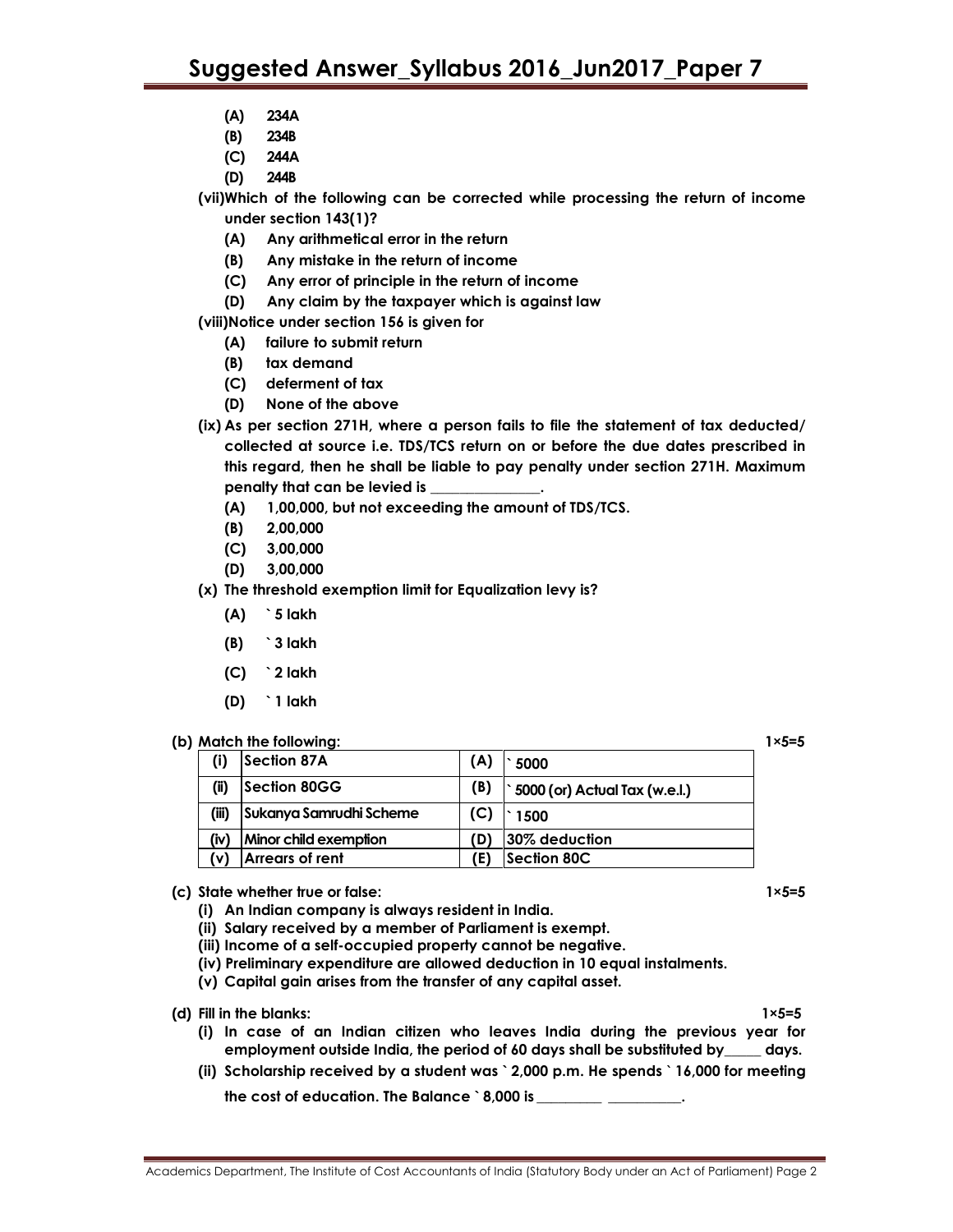(A) 234A
(B) 234B
(C) 244A
(D) 244B

**(vii) Which of the following can be corrected while processing the return of income under section 143(1)?**

(A) Any arithmetical error in the return
(B) Any mistake in the return of income
(C) Any error of principle in the return of income
(D) Any claim by the taxpayer which is against law

**(viii) Notice under section 156 is given for**

(A) failure to submit return
(B) tax demand
(C) deferment of tax
(D) None of the above

**(ix) As per section 271H, where a person fails to file the statement of tax deducted/ collected at source i.e. TDS/TCS return on or before the due dates prescribed in this regard, then he shall be liable to pay penalty under section 271H. Maximum penalty that can be levied is \_\_\_\_\_\_\_\_\_\_\_\_\_\_\_.**

(A) 1,00,000, but not exceeding the amount of TDS/TCS.
(B) 2,00,000
(C) 3,00,000
(D) 3,00,000

**(x) The threshold exemption limit for Equalization levy is?**

(A) ` 5 lakh
(B) ` 3 lakh
(C) ` 2 lakh
(D) ` 1 lakh

**(b) Match the following:** **1×5=5**

| | | | |
|---|---|---|---|
| (i) | Section 87A | (A) | ` 5000 |
| (ii) | Section 80GG | (B) | ` 5000 (or) Actual Tax (w.e.l.) |
| (iii) | Sukanya Samrudhi Scheme | (C) | ` 1500 |
| (iv) | Minor child exemption | (D) | 30% deduction |
| (v) | Arrears of rent | (E) | Section 80C |

**(c) State whether true or false:** **1×5=5**

(i) An Indian company is always resident in India.
(ii) Salary received by a member of Parliament is exempt.
(iii) Income of a self-occupied property cannot be negative.
(iv) Preliminary expenditure are allowed deduction in 10 equal instalments.
(v) Capital gain arises from the transfer of any capital asset.

**(d) Fill in the blanks:** **1×5=5**

(i) In case of an Indian citizen who leaves India during the previous year for employment outside India, the period of 60 days shall be substituted by\_\_\_\_\_ days.

(ii) Scholarship received by a student was ` 2,000 p.m. He spends ` 16,000 for meeting the cost of education. The Balance ` 8,000 is \_\_\_\_\_\_\_\_\_ \_\_\_\_\_\_\_\_\_\_.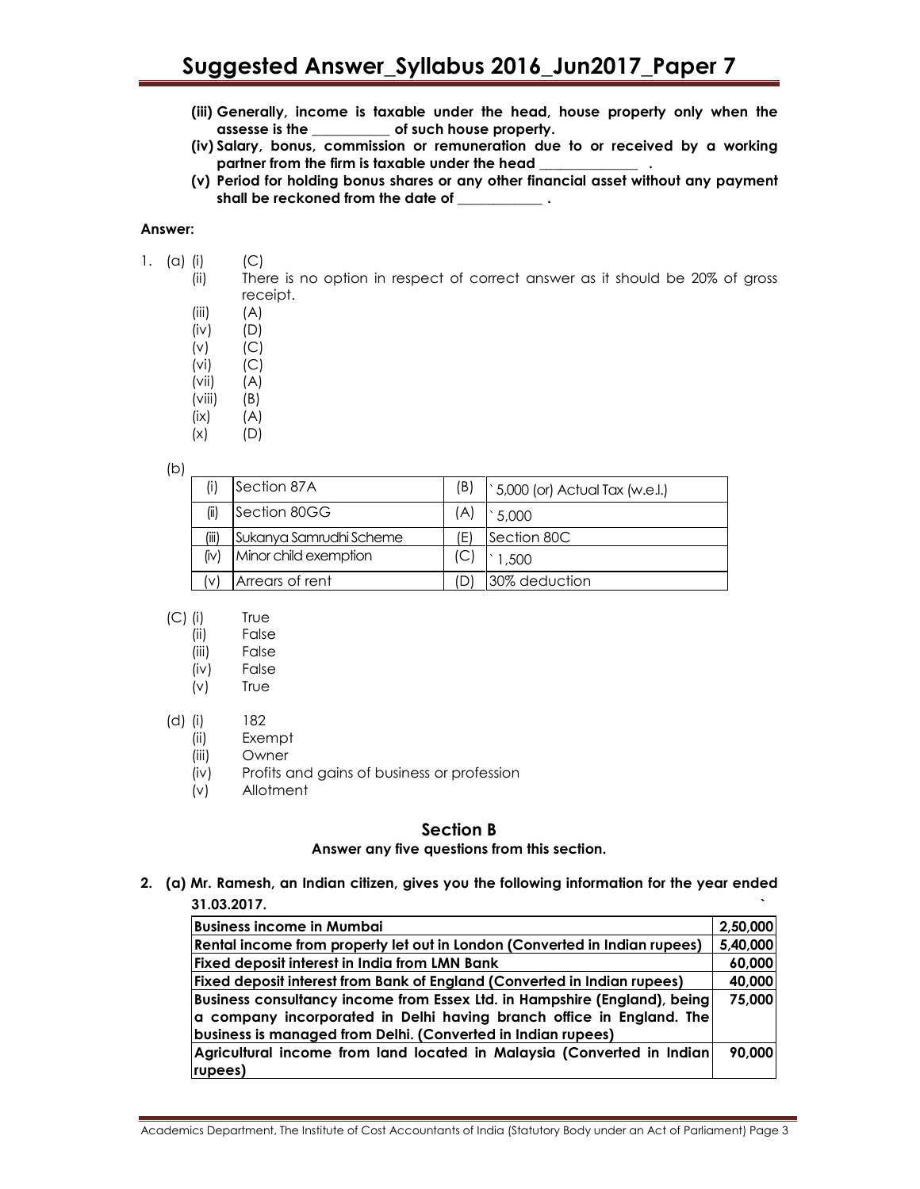**(iii) Generally, income is taxable under the head, house property only when the assese is the ___________ of such house property.**

**(iv) Salary, bonus, commission or remuneration due to or received by a working partner from the firm is taxable under the head ______________ .**

**(v) Period for holding bonus shares or any other financial asset without any payment shall be reckoned from the date of ____________ .**

**Answer:**

1. (a) (i) (C)
   - (ii) There is no option in respect of correct answer as it should be 20% of gross receipt.
   - (iii) (A)
   - (iv) (D)
   - (v) (C)
   - (vi) (C)
   - (vii) (A)
   - (viii) (B)
   - (ix) (A)
   - (x) (D)

(b)

| | | | |
|---|---|---|---|
| (i) | Section 87A | (B) | ` 5,000 (or) Actual Tax (w.e.l.) |
| (ii) | Section 80GG | (A) | ` 5,000 |
| (iii) | Sukanya Samrudhi Scheme | (E) | Section 80C |
| (iv) | Minor child exemption | (C) | ` 1,500 |
| (v) | Arrears of rent | (D) | 30% deduction |

(C) (i) True
- (ii) False
- (iii) False
- (iv) False
- (v) True

(d) (i) 182
- (ii) Exempt
- (iii) Owner
- (iv) Profits and gains of business or profession
- (v) Allotment

## Section B

**Answer any five questions from this section.**

**2. (a) Mr. Ramesh, an Indian citizen, gives you the following information for the year ended 31.03.2017.** `

| | |
|---|---|
| **Business income in Mumbai** | **2,50,000** |
| **Rental income from property let out in London (Converted in Indian rupees)** | **5,40,000** |
| **Fixed deposit interest in India from LMN Bank** | **60,000** |
| **Fixed deposit interest from Bank of England (Converted in Indian rupees)** | **40,000** |
| **Business consultancy income from Essex Ltd. in Hampshire (England), being a company incorporated in Delhi having branch office in England. The business is managed from Delhi. (Converted in Indian rupees)** | **75,000** |
| **Agricultural income from land located in Malaysia (Converted in Indian rupees)** | **90,000** |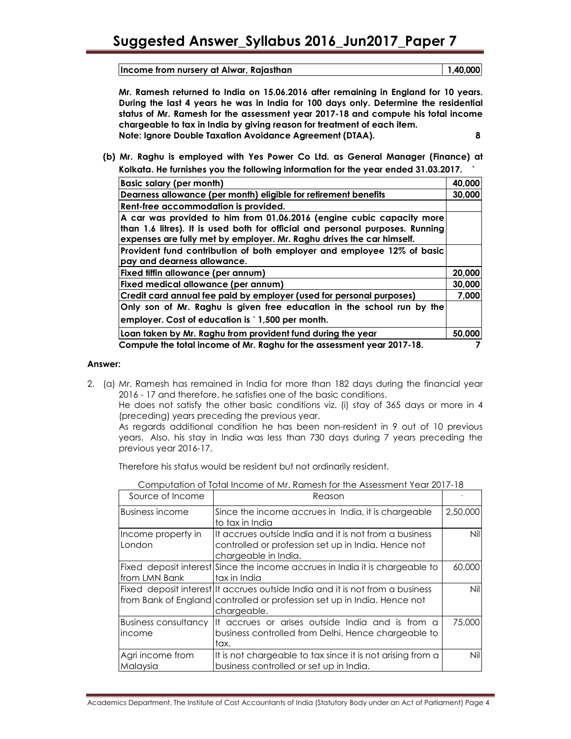| Income from nursery at Alwar, Rajasthan | 1,40,000 |
|---|---|

**Mr. Ramesh returned to India on 15.06.2016 after remaining in England for 10 years. During the last 4 years he was in India for 100 days only. Determine the residential status of Mr. Ramesh for the assessment year 2017-18 and compute his total income chargeable to tax in India by giving reason for treatment of each item.**
**Note: Ignore Double Taxation Avoidance Agreement (DTAA).** **8**

**(b) Mr. Raghu is employed with Yes Power Co Ltd. as General Manager (Finance) at Kolkata. He furnishes you the following information for the year ended 31.03.2017.** **`**

| Basic salary (per month) | 40,000 |
|---|---|
| Dearness allowance (per month) eligible for retirement benefits | 30,000 |
| Rent-free accommodation is provided. | |
| A car was provided to him from 01.06.2016 (engine cubic capacity more than 1.6 litres). It is used both for official and personal purposes. Running expenses are fully met by employer. Mr. Raghu drives the car himself. | |
| Provident fund contribution of both employer and employee 12% of basic pay and dearness allowance. | |
| Fixed tiffin allowance (per annum) | 20,000 |
| Fixed medical allowance (per annum) | 30,000 |
| Credit card annual fee paid by employer (used for personal purposes) | 7,000 |
| Only son of Mr. Raghu is given free education in the school run by the employer. Cost of education is ` 1,500 per month. | |
| Loan taken by Mr. Raghu from provident fund during the year | 50,000 |

**Compute the total income of Mr. Raghu for the assessment year 2017-18.** **7**

**Answer:**

2. (a) Mr. Ramesh has remained in India for more than 182 days during the financial year 2016 - 17 and therefore, he satisfies one of the basic conditions.
He does not satisfy the other basic conditions viz. (i) stay of 365 days or more in 4 (preceding) years preceding the previous year.
As regards additional condition he has been non-resident in 9 out of 10 previous years. Also, his stay in India was less than 730 days during 7 years preceding the previous year 2016-17.

Therefore his status would be resident but not ordinarily resident.

Computation of Total Income of Mr. Ramesh for the Assessment Year 2017-18

| Source of Income | Reason | ` |
|---|---|---|
| Business income | Since the income accrues in India, it is chargeable to tax in India | 2,50,000 |
| Income property in London | It accrues outside India and it is not from a business controlled or profession set up in India. Hence not chargeable in India. | Nil |
| Fixed deposit interest from LMN Bank | Since the income accrues in India it is chargeable to tax in India | 60,000 |
| Fixed deposit interest from Bank of England | It accrues outside India and it is not from a business controlled or profession set up in India. Hence not chargeable. | Nil |
| Business consultancy income | It accrues or arises outside India and is from a business controlled from Delhi. Hence chargeable to tax. | 75,000 |
| Agri income from Malaysia | It is not chargeable to tax since it is not arising from a business controlled or set up in India. | Nil |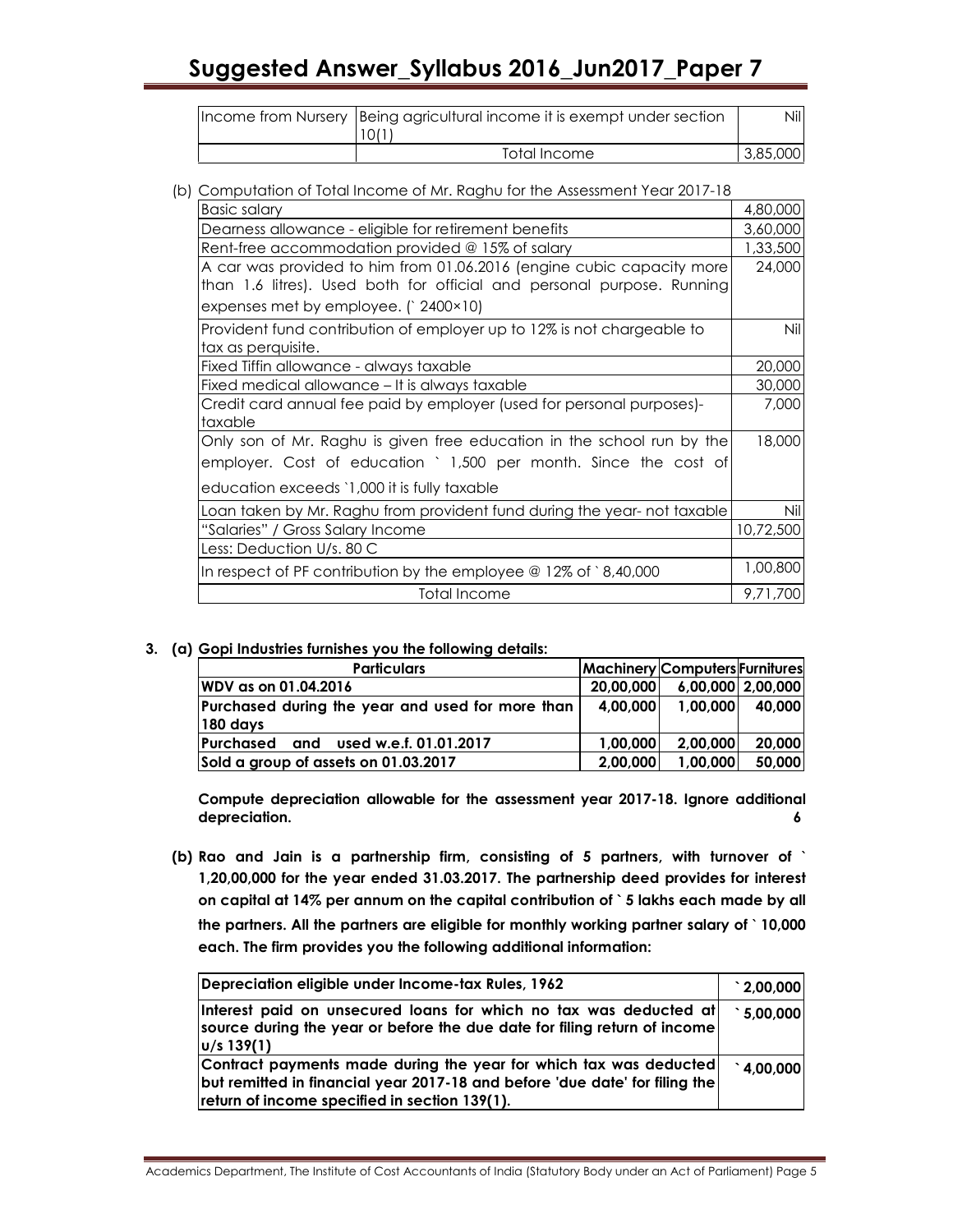| Income from Nursery | Being agricultural income it is exempt under section 10(1) | Nil |
|---|---|---|
| | Total Income | 3,85,000 |

(b) Computation of Total Income of Mr. Raghu for the Assessment Year 2017-18

| Basic salary | 4,80,000 |
|---|---|
| Dearness allowance - eligible for retirement benefits | 3,60,000 |
| Rent-free accommodation provided @ 15% of salary | 1,33,500 |
| A car was provided to him from 01.06.2016 (engine cubic capacity more than 1.6 litres). Used both for official and personal purpose. Running expenses met by employee. (` 2400×10) | 24,000 |
| Provident fund contribution of employer up to 12% is not chargeable to tax as perquisite. | Nil |
| Fixed Tiffin allowance - always taxable | 20,000 |
| Fixed medical allowance – It is always taxable | 30,000 |
| Credit card annual fee paid by employer (used for personal purposes)- taxable | 7,000 |
| Only son of Mr. Raghu is given free education in the school run by the employer. Cost of education ` 1,500 per month. Since the cost of education exceeds `1,000 it is fully taxable | 18,000 |
| Loan taken by Mr. Raghu from provident fund during the year- not taxable | Nil |
| "Salaries" / Gross Salary Income | 10,72,500 |
| Less: Deduction U/s. 80 C | |
| In respect of PF contribution by the employee @ 12% of ` 8,40,000 | 1,00,800 |
| Total Income | 9,71,700 |

**3. (a) Gopi Industries furnishes you the following details:**

| Particulars | Machinery | Computers | Furnitures |
|---|---|---|---|
| WDV as on 01.04.2016 | 20,00,000 | 6,00,000 | 2,00,000 |
| Purchased during the year and used for more than 180 days | 4,00,000 | 1,00,000 | 40,000 |
| Purchased and used w.e.f. 01.01.2017 | 1,00,000 | 2,00,000 | 20,000 |
| Sold a group of assets on 01.03.2017 | 2,00,000 | 1,00,000 | 50,000 |

**Compute depreciation allowable for the assessment year 2017-18. Ignore additional depreciation.** **6**

**(b) Rao and Jain is a partnership firm, consisting of 5 partners, with turnover of ` 1,20,00,000 for the year ended 31.03.2017. The partnership deed provides for interest on capital at 14% per annum on the capital contribution of ` 5 lakhs each made by all the partners. All the partners are eligible for monthly working partner salary of ` 10,000 each. The firm provides you the following additional information:**

| Depreciation eligible under Income-tax Rules, 1962 | ` 2,00,000 |
|---|---|
| Interest paid on unsecured loans for which no tax was deducted at source during the year or before the due date for filing return of income u/s 139(1) | ` 5,00,000 |
| Contract payments made during the year for which tax was deducted but remitted in financial year 2017-18 and before 'due date' for filing the return of income specified in section 139(1). | ` 4,00,000 |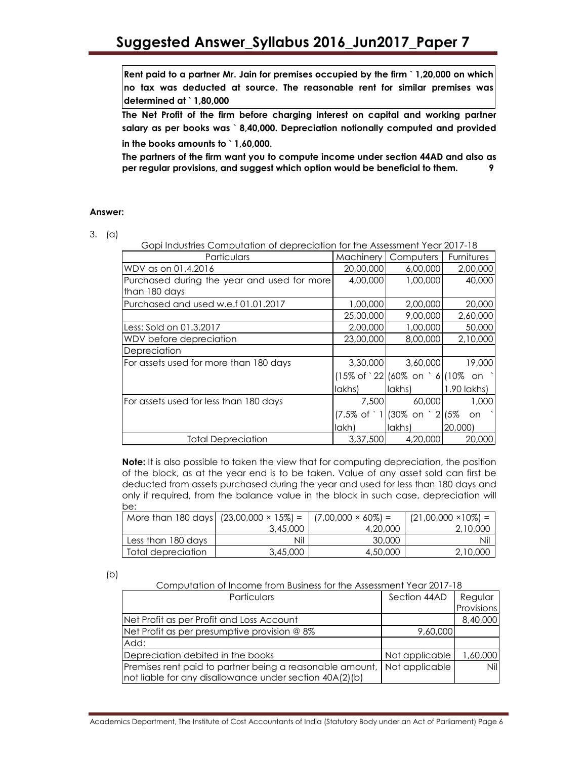| Rent paid to a partner Mr. Jain for premises occupied by the firm ` 1,20,000 on which no tax was deducted at source. The reasonable rent for similar premises was determined at ` 1,80,000 |
|---|

**The Net Profit of the firm before charging interest on capital and working partner salary as per books was ` 8,40,000. Depreciation notionally computed and provided in the books amounts to ` 1,60,000.**

**The partners of the firm want you to compute income under section 44AD and also as per regular provisions, and suggest which option would be beneficial to them. 9**

**Answer:**

3. (a)

Gopi Industries Computation of depreciation for the Assessment Year 2017-18

| Particulars | Machinery | Computers | Furnitures |
|---|---|---|---|
| WDV as on 01.4.2016 | 20,00,000 | 6,00,000 | 2,00,000 |
| Purchased during the year and used for more than 180 days | 4,00,000 | 1,00,000 | 40,000 |
| Purchased and used w.e.f 01.01.2017 | 1,00,000 | 2,00,000 | 20,000 |
| | 25,00,000 | 9,00,000 | 2,60,000 |
| Less: Sold on 01.3.2017 | 2,00,000 | 1,00,000 | 50,000 |
| WDV before depreciation | 23,00,000 | 8,00,000 | 2,10,000 |
| Depreciation | | | |
| For assets used for more than 180 days | 3,30,000 (15% of ` 22 lakhs) | 3,60,000 (60% on ` 6 lakhs) | 19,000 (10% on ` 1.90 lakhs) |
| For assets used for less than 180 days | 7,500 (7.5% of ` 1 lakh) | 60,000 (30% on ` 2 lakhs) | 1,000 (5% on ` 20,000) |
| Total Depreciation | 3,37,500 | 4,20,000 | 20,000 |

**Note:** It is also possible to taken the view that for computing depreciation, the position of the block, as at the year end is to be taken. Value of any asset sold can first be deducted from assets purchased during the year and used for less than 180 days and only if required, from the balance value in the block in such case, depreciation will be:

| | | | |
|---|---|---|---|
| More than 180 days | (23,00,000 × 15%) = 3,45,000 | (7,00,000 × 60%) = 4,20,000 | (21,00,000 ×10%) = 2,10,000 |
| Less than 180 days | Nil | 30,000 | Nil |
| Total depreciation | 3,45,000 | 4,50,000 | 2,10,000 |

(b)

Computation of Income from Business for the Assessment Year 2017-18

| Particulars | Section 44AD | Regular Provisions |
|---|---|---|
| Net Profit as per Profit and Loss Account | | 8,40,000 |
| Net Profit as per presumptive provision @ 8% | 9,60,000 | |
| Add: | | |
| Depreciation debited in the books | Not applicable | 1,60,000 |
| Premises rent paid to partner being a reasonable amount, not liable for any disallowance under section 40A(2)(b) | Not applicable | Nil |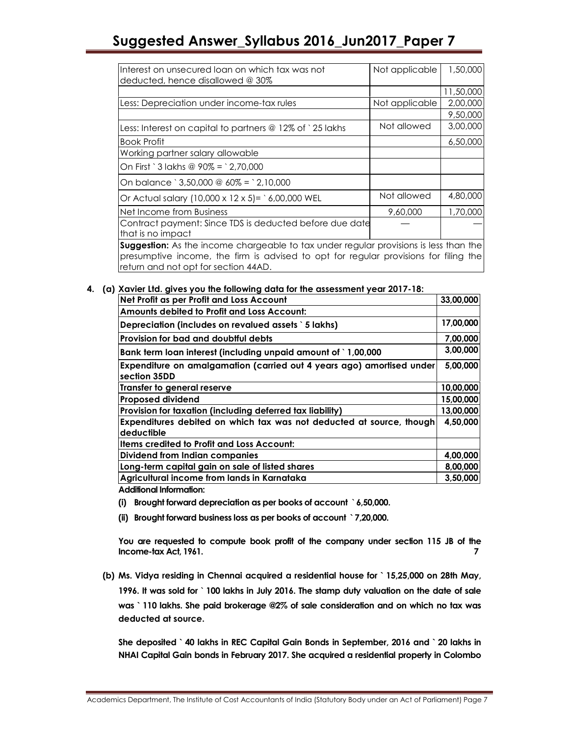| | | |
|---|---|---|
| Interest on unsecured loan on which tax was not deducted, hence disallowed @ 30% | Not applicable | 1,50,000 |
| | | 11,50,000 |
| Less: Depreciation under income-tax rules | Not applicable | 2,00,000 |
| | | 9,50,000 |
| Less: Interest on capital to partners @ 12% of ` 25 lakhs | Not allowed | 3,00,000 |
| Book Profit | | 6,50,000 |
| Working partner salary allowable | | |
| On First ` 3 lakhs @ 90% = ` 2,70,000 | | |
| On balance ` 3,50,000 @ 60% = ` 2,10,000 | | |
| Or Actual salary (10,000 x 12 x 5)= ` 6,00,000 WEL | Not allowed | 4,80,000 |
| Net Income from Business | 9,60,000 | 1,70,000 |
| Contract payment: Since TDS is deducted before due date that is no impact | — | — |

**Suggestion:** As the income chargeable to tax under regular provisions is less than the presumptive income, the firm is advised to opt for regular provisions for filing the return and not opt for section 44AD.

**4. (a) Xavier Ltd. gives you the following data for the assessment year 2017-18:**

| Net Profit as per Profit and Loss Account | 33,00,000 |
|---|---|
| **Amounts debited to Profit and Loss Account:** | |
| **Depreciation (includes on revalued assets ` 5 lakhs)** | **17,00,000** |
| **Provision for bad and doubtful debts** | **7,00,000** |
| **Bank term loan interest (including unpaid amount of ` 1,00,000** | **3,00,000** |
| **Expenditure on amalgamation (carried out 4 years ago) amortised under section 35DD** | **5,00,000** |
| **Transfer to general reserve** | **10,00,000** |
| **Proposed dividend** | **15,00,000** |
| **Provision for taxation (including deferred tax liability)** | **13,00,000** |
| **Expenditures debited on which tax was not deducted at source, though deductible** | **4,50,000** |
| **Items credited to Profit and Loss Account:** | |
| **Dividend from Indian companies** | **4,00,000** |
| **Long-term capital gain on sale of listed shares** | **8,00,000** |
| **Agricultural income from lands in Karnataka** | **3,50,000** |

**Additional Information:**

**(i) Brought forward depreciation as per books of account ` 6,50,000.**

**(ii) Brought forward business loss as per books of account ` 7,20,000.**

**You are requested to compute book profit of the company under section 115 JB of the Income-tax Act, 1961.** **7**

**(b) Ms. Vidya residing in Chennai acquired a residential house for ` 15,25,000 on 28th May, 1996. It was sold for ` 100 lakhs in July 2016. The stamp duty valuation on the date of sale was ` 110 lakhs. She paid brokerage @2% of sale consideration and on which no tax was deducted at source.**

**She deposited ` 40 lakhs in REC Capital Gain Bonds in September, 2016 and ` 20 lakhs in NHAI Capital Gain bonds in February 2017. She acquired a residential property in Colombo**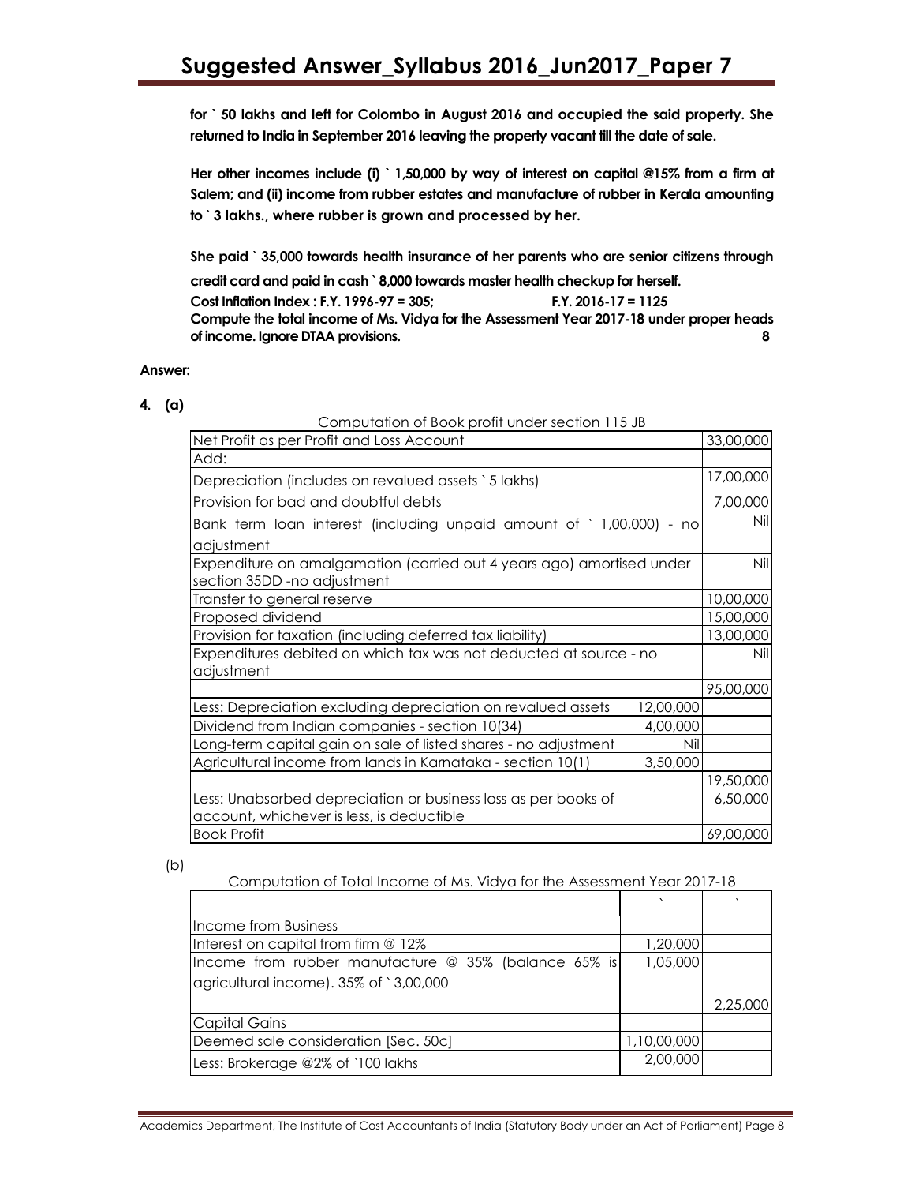**for ` 50 lakhs and left for Colombo in August 2016 and occupied the said property. She returned to India in September 2016 leaving the property vacant till the date of sale.**

**Her other incomes include (i) ` 1,50,000 by way of interest on capital @15% from a firm at Salem; and (ii) income from rubber estates and manufacture of rubber in Kerala amounting to ` 3 lakhs., where rubber is grown and processed by her.**

**She paid ` 35,000 towards health insurance of her parents who are senior citizens through credit card and paid in cash ` 8,000 towards master health checkup for herself.**

**Cost Inflation Index : F.Y. 1996-97 = 305; F.Y. 2016-17 = 1125**

**Compute the total income of Ms. Vidya for the Assessment Year 2017-18 under proper heads of income. Ignore DTAA provisions.** **8**

**Answer:**

**4. (a)**

Computation of Book profit under section 115 JB

| Net Profit as per Profit and Loss Account | | 33,00,000 |
|---|---|---|
| Add: | | |
| Depreciation (includes on revalued assets ` 5 lakhs) | | 17,00,000 |
| Provision for bad and doubtful debts | | 7,00,000 |
| Bank term loan interest (including unpaid amount of ` 1,00,000) - no adjustment | | Nil |
| Expenditure on amalgamation (carried out 4 years ago) amortised under section 35DD -no adjustment | | Nil |
| Transfer to general reserve | | 10,00,000 |
| Proposed dividend | | 15,00,000 |
| Provision for taxation (including deferred tax liability) | | 13,00,000 |
| Expenditures debited on which tax was not deducted at source - no adjustment | | Nil |
| | | 95,00,000 |
| Less: Depreciation excluding depreciation on revalued assets | 12,00,000 | |
| Dividend from Indian companies - section 10(34) | 4,00,000 | |
| Long-term capital gain on sale of listed shares - no adjustment | Nil | |
| Agricultural income from lands in Karnataka - section 10(1) | 3,50,000 | |
| | | 19,50,000 |
| Less: Unabsorbed depreciation or business loss as per books of account, whichever is less, is deductible | | 6,50,000 |
| Book Profit | | 69,00,000 |

(b)

Computation of Total Income of Ms. Vidya for the Assessment Year 2017-18

| | ` | ` |
|---|---|---|
| Income from Business | | |
| Interest on capital from firm @ 12% | 1,20,000 | |
| Income from rubber manufacture @ 35% (balance 65% is agricultural income). 35% of ` 3,00,000 | 1,05,000 | |
| | | 2,25,000 |
| Capital Gains | | |
| Deemed sale consideration [Sec. 50c] | 1,10,00,000 | |
| Less: Brokerage @2% of `100 lakhs | 2,00,000 | |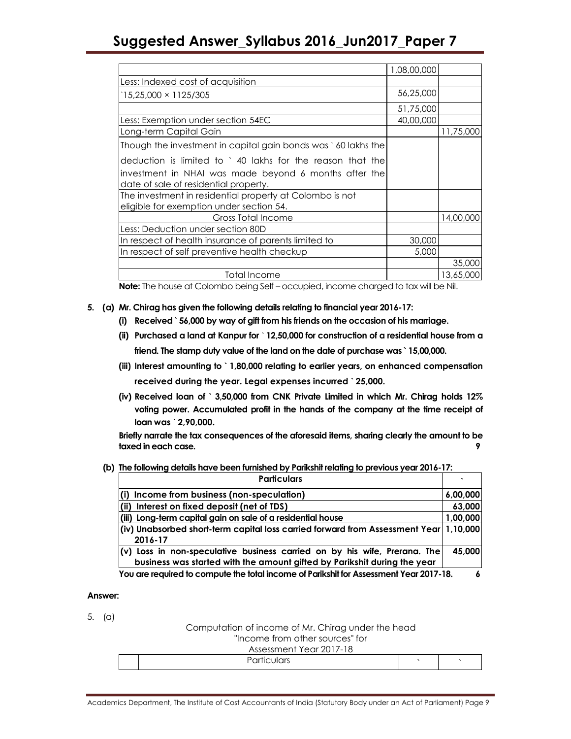| | | |
|---|---|---|
| | 1,08,00,000 | |
| Less: Indexed cost of acquisition | | |
| `15,25,000 × 1125/305 | 56,25,000 | |
| | 51,75,000 | |
| Less: Exemption under section 54EC | 40,00,000 | |
| Long-term Capital Gain | | 11,75,000 |
| Though the investment in capital gain bonds was ` 60 lakhs the deduction is limited to ` 40 lakhs for the reason that the investment in NHAI was made beyond 6 months after the date of sale of residential property. | | |
| The investment in residential property at Colombo is not eligible for exemption under section 54. | | |
| Gross Total Income | | 14,00,000 |
| Less: Deduction under section 80D | | |
| In respect of health insurance of parents limited to | 30,000 | |
| In respect of self preventive health checkup | 5,000 | |
| | | 35,000 |
| Total Income | | 13,65,000 |

**Note:** The house at Colombo being Self – occupied, income charged to tax will be Nil.

**5. (a) Mr. Chirag has given the following details relating to financial year 2016-17:**

**(i) Received ` 56,000 by way of gift from his friends on the occasion of his marriage.**

**(ii) Purchased a land at Kanpur for ` 12,50,000 for construction of a residential house from a friend. The stamp duty value of the land on the date of purchase was ` 15,00,000.**

**(iii) Interest amounting to ` 1,80,000 relating to earlier years, on enhanced compensation received during the year. Legal expenses incurred ` 25,000.**

**(iv) Received loan of ` 3,50,000 from CNK Private Limited in which Mr. Chirag holds 12% voting power. Accumulated profit in the hands of the company at the time receipt of loan was ` 2,90,000.**

**Briefly narrate the tax consequences of the aforesaid items, sharing clearly the amount to be taxed in each case.** **9**

**(b) The following details have been furnished by Parikshit relating to previous year 2016-17:**

| Particulars | ` |
|---|---|
| **(i) Income from business (non-speculation)** | **6,00,000** |
| **(ii) Interest on fixed deposit (net of TDS)** | **63,000** |
| **(iii) Long-term capital gain on sale of a residential house** | **1,00,000** |
| **(iv) Unabsorbed short-term capital loss carried forward from Assessment Year 2016-17** | **1,10,000** |
| **(v) Loss in non-speculative business carried on by his wife, Prerana. The business was started with the amount gifted by Parikshit during the year** | **45,000** |

**You are required to compute the total income of Parikshit for Assessment Year 2017-18.** **6**

**Answer:**

5. (a)

Computation of income of Mr. Chirag under the head "Income from other sources" for Assessment Year 2017-18

| | Particulars | ` | ` |
|---|---|---|---|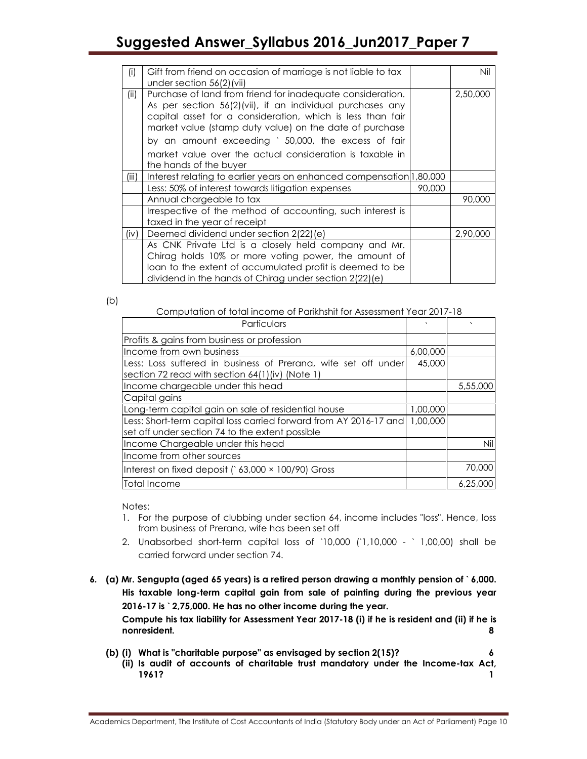| (i) | Gift from friend on occasion of marriage is not liable to tax under section 56(2)(vii) | | Nil |
|---|---|---|---|
| (ii) | Purchase of land from friend for inadequate consideration. As per section 56(2)(vii), if an individual purchases any capital asset for a consideration, which is less than fair market value (stamp duty value) on the date of purchase by an amount exceeding ` 50,000, the excess of fair market value over the actual consideration is taxable in the hands of the buyer | | 2,50,000 |
| (iii) | Interest relating to earlier years on enhanced compensation | 1,80,000 | |
| | Less: 50% of interest towards litigation expenses | 90,000 | |
| | Annual chargeable to tax | | 90,000 |
| | Irrespective of the method of accounting, such interest is taxed in the year of receipt | | |
| (iv) | Deemed dividend under section 2(22)(e) | | 2,90,000 |
| | As CNK Private Ltd is a closely held company and Mr. Chirag holds 10% or more voting power, the amount of loan to the extent of accumulated profit is deemed to be dividend in the hands of Chirag under section 2(22)(e) | | |

(b)

Computation of total income of Parikhshit for Assessment Year 2017-18

| Particulars | ` | ` |
|---|---|---|
| Profits & gains from business or profession | | |
| Income from own business | 6,00,000 | |
| Less: Loss suffered in business of Prerana, wife set off under section 72 read with section 64(1)(iv) (Note 1) | 45,000 | |
| Income chargeable under this head | | 5,55,000 |
| Capital gains | | |
| Long-term capital gain on sale of residential house | 1,00,000 | |
| Less: Short-term capital loss carried forward from AY 2016-17 and set off under section 74 to the extent possible | 1,00,000 | |
| Income Chargeable under this head | | Nil |
| Income from other sources | | |
| Interest on fixed deposit (` 63,000 × 100/90) Gross | | 70,000 |
| Total Income | | 6,25,000 |

Notes:

1. For the purpose of clubbing under section 64, income includes "loss". Hence, loss from business of Prerana, wife has been set off
2. Unabsorbed short-term capital loss of `10,000 (`1,10,000 - ` 1,00,00) shall be carried forward under section 74.

**6. (a) Mr. Sengupta (aged 65 years) is a retired person drawing a monthly pension of ` 6,000. His taxable long-term capital gain from sale of painting during the previous year 2016-17 is ` 2,75,000. He has no other income during the year.**

**Compute his tax liability for Assessment Year 2017-18 (i) if he is resident and (ii) if he is nonresident. 8**

**(b) (i) What is "charitable purpose" as envisaged by section 2(15)? 6**

**(ii) Is audit of accounts of charitable trust mandatory under the Income-tax Act, 1961? 1**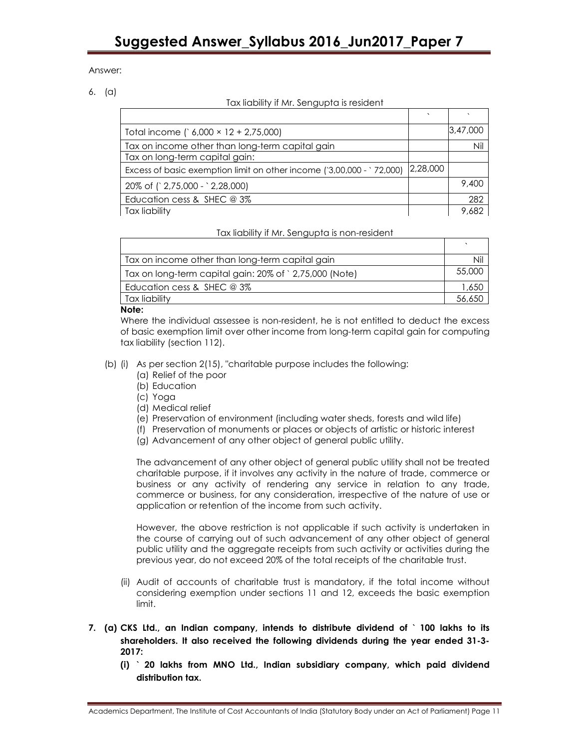Answer:

6. (a)

Tax liability if Mr. Sengupta is resident

| | ` | ` |
|---|---|---|
| Total income (` 6,000 × 12 + 2,75,000) | | 3,47,000 |
| Tax on income other than long-term capital gain | | Nil |
| Tax on long-term capital gain: | | |
| Excess of basic exemption limit on other income (`3,00,000 - ` 72,000) | 2,28,000 | |
| 20% of (` 2,75,000 - ` 2,28,000) | | 9,400 |
| Education cess & SHEC @ 3% | | 282 |
| Tax liability | | 9,682 |

Tax liability if Mr. Sengupta is non-resident

| | ` |
|---|---|
| Tax on income other than long-term capital gain | Nil |
| Tax on long-term capital gain: 20% of ` 2,75,000 (Note) | 55,000 |
| Education cess & SHEC @ 3% | 1,650 |
| Tax liability | 56,650 |

**Note:**

Where the individual assessee is non-resident, he is not entitled to deduct the excess of basic exemption limit over other income from long-term capital gain for computing tax liability (section 112).

(b) (i) As per section 2(15), "charitable purpose includes the following:

(a) Relief of the poor
(b) Education
(c) Yoga
(d) Medical relief
(e) Preservation of environment (including water sheds, forests and wild life)
(f) Preservation of monuments or places or objects of artistic or historic interest
(g) Advancement of any other object of general public utility.

The advancement of any other object of general public utility shall not be treated charitable purpose, if it involves any activity in the nature of trade, commerce or business or any activity of rendering any service in relation to any trade, commerce or business, for any consideration, irrespective of the nature of use or application or retention of the income from such activity.

However, the above restriction is not applicable if such activity is undertaken in the course of carrying out of such advancement of any other object of general public utility and the aggregate receipts from such activity or activities during the previous year, do not exceed 20% of the total receipts of the charitable trust.

(ii) Audit of accounts of charitable trust is mandatory, if the total income without considering exemption under sections 11 and 12, exceeds the basic exemption limit.

**7. (a) CKS Ltd., an Indian company, intends to distribute dividend of ` 100 lakhs to its shareholders. It also received the following dividends during the year ended 31-3-2017:**

**(i) ` 20 lakhs from MNO Ltd., Indian subsidiary company, which paid dividend distribution tax.**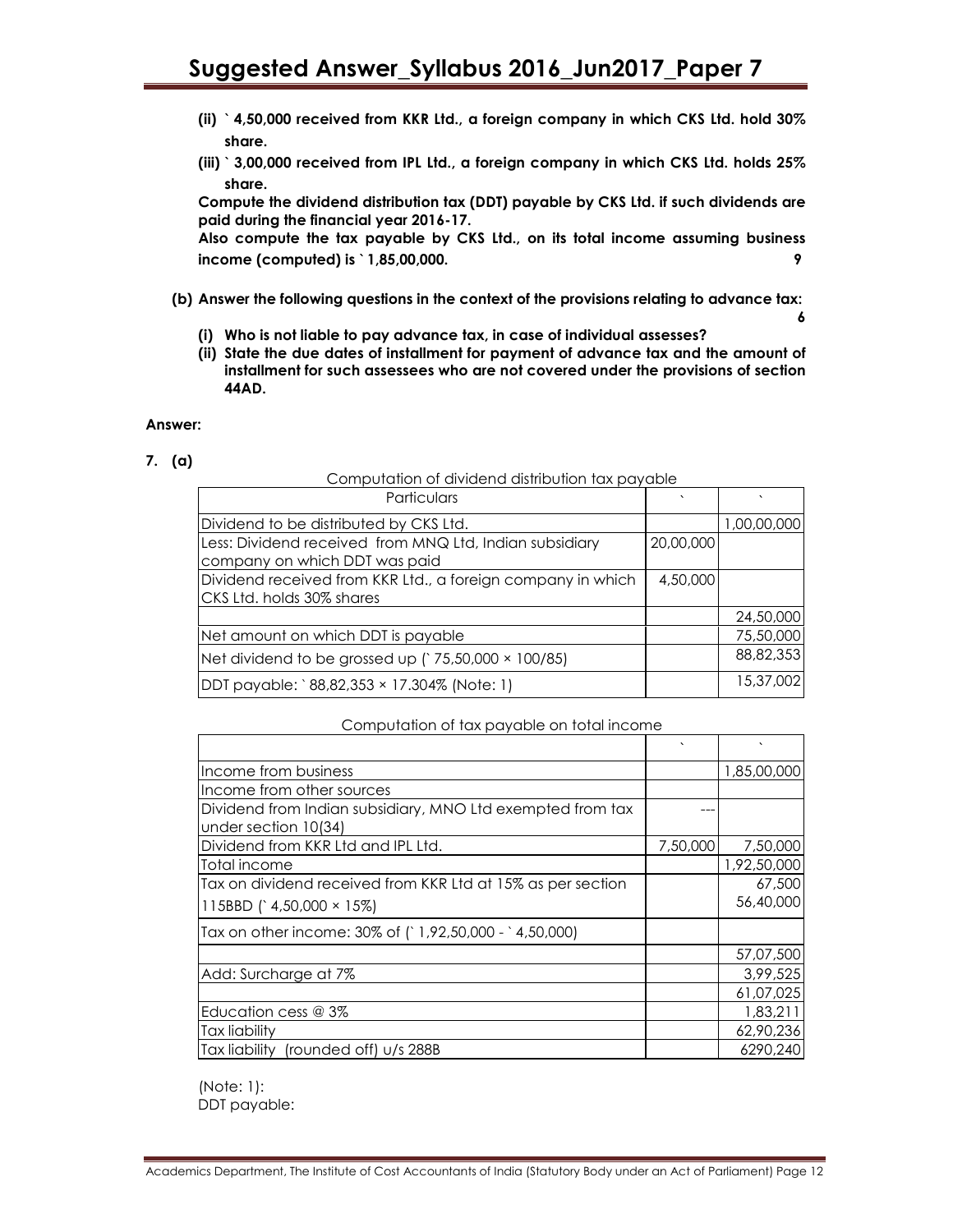**(ii) ` 4,50,000 received from KKR Ltd., a foreign company in which CKS Ltd. hold 30% share.**

**(iii) ` 3,00,000 received from IPL Ltd., a foreign company in which CKS Ltd. holds 25% share.**

**Compute the dividend distribution tax (DDT) payable by CKS Ltd. if such dividends are paid during the financial year 2016-17.**

**Also compute the tax payable by CKS Ltd., on its total income assuming business income (computed) is ` 1,85,00,000.** **9**

**(b) Answer the following questions in the context of the provisions relating to advance tax:** **6**

**(i) Who is not liable to pay advance tax, in case of individual assesses?**

**(ii) State the due dates of installment for payment of advance tax and the amount of installment for such assessees who are not covered under the provisions of section 44AD.**

**Answer:**

**7. (a)**

Computation of dividend distribution tax payable

| Particulars | ` | ` |
|---|---|---|
| Dividend to be distributed by CKS Ltd. | | 1,00,00,000 |
| Less: Dividend received from MNQ Ltd, Indian subsidiary company on which DDT was paid | 20,00,000 | |
| Dividend received from KKR Ltd., a foreign company in which CKS Ltd. holds 30% shares | 4,50,000 | |
| | | 24,50,000 |
| Net amount on which DDT is payable | | 75,50,000 |
| Net dividend to be grossed up (` 75,50,000 × 100/85) | | 88,82,353 |
| DDT payable: ` 88,82,353 × 17.304% (Note: 1) | | 15,37,002 |

Computation of tax payable on total income

| | ` | ` |
|---|---|---|
| Income from business | | 1,85,00,000 |
| Income from other sources | | |
| Dividend from Indian subsidiary, MNO Ltd exempted from tax under section 10(34) | --- | |
| Dividend from KKR Ltd and IPL Ltd. | 7,50,000 | 7,50,000 |
| Total income | | 1,92,50,000 |
| Tax on dividend received from KKR Ltd at 15% as per section 115BBD (` 4,50,000 × 15%) | | 67,500<br>56,40,000 |
| Tax on other income: 30% of (` 1,92,50,000 - ` 4,50,000) | | |
| | | 57,07,500 |
| Add: Surcharge at 7% | | 3,99,525 |
| | | 61,07,025 |
| Education cess @ 3% | | 1,83,211 |
| Tax liability | | 62,90,236 |
| Tax liability (rounded off) u/s 288B | | 6290,240 |

(Note: 1):

DDT payable: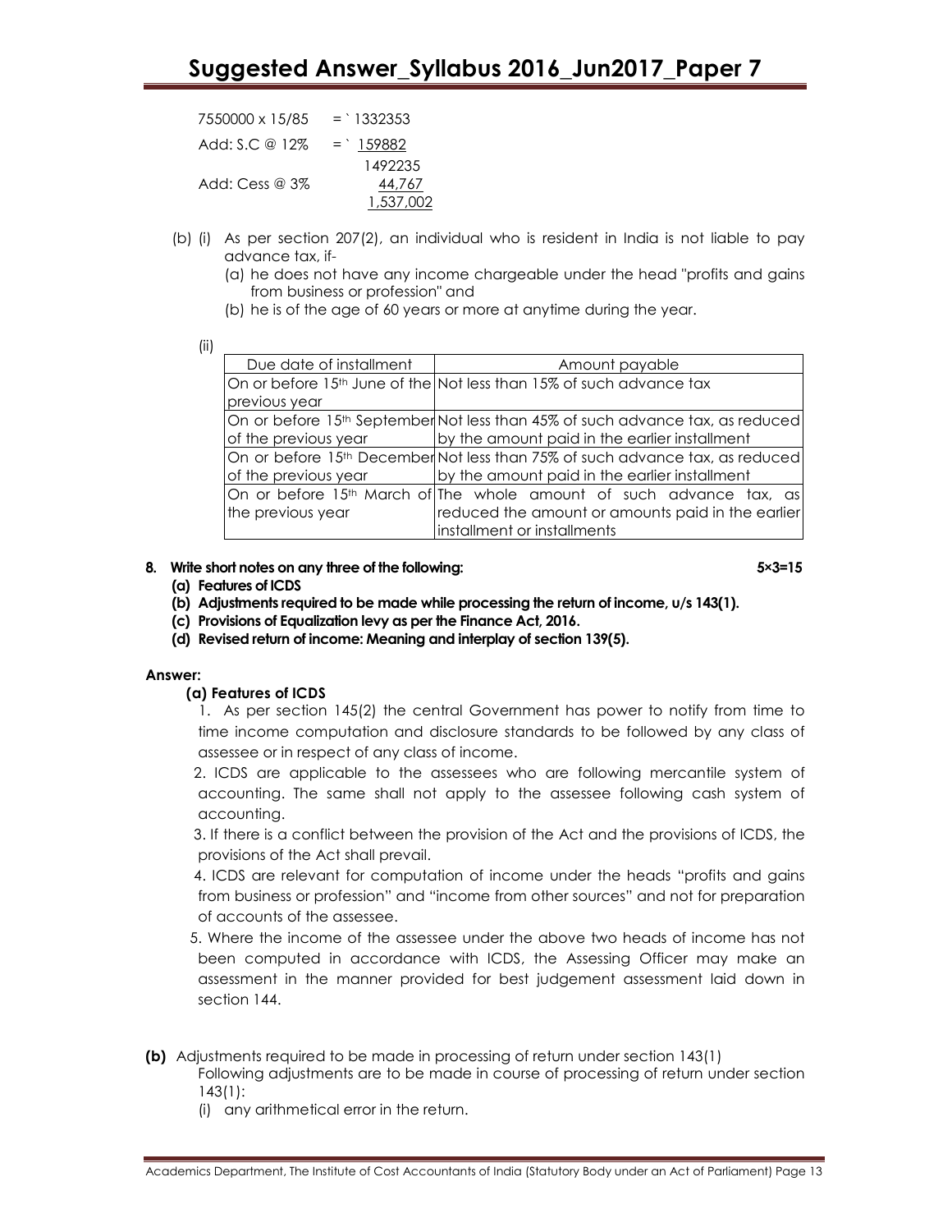7550000 x 15/85 = ` 1332353

Add: S.C @ 12% = ` 159882

1492235

Add: Cess @ 3% 44,767

1,537,002

(b) (i) As per section 207(2), an individual who is resident in India is not liable to pay advance tax, if-

(a) he does not have any income chargeable under the head "profits and gains from business or profession" and

(b) he is of the age of 60 years or more at anytime during the year.

(ii)

| Due date of installment | Amount payable |
|---|---|
| On or before 15th June of the previous year | Not less than 15% of such advance tax |
| On or before 15th September of the previous year | Not less than 45% of such advance tax, as reduced by the amount paid in the earlier installment |
| On or before 15th December of the previous year | Not less than 75% of such advance tax, as reduced by the amount paid in the earlier installment |
| On or before 15th March of the previous year | The whole amount of such advance tax, as reduced the amount or amounts paid in the earlier installment or installments |

**8. Write short notes on any three of the following: 5×3=15**

**(a) Features of ICDS**

**(b) Adjustments required to be made while processing the return of income, u/s 143(1).**

**(c) Provisions of Equalization levy as per the Finance Act, 2016.**

**(d) Revised return of income: Meaning and interplay of section 139(5).**

**Answer:**

**(a) Features of ICDS**

1. As per section 145(2) the central Government has power to notify from time to time income computation and disclosure standards to be followed by any class of assessee or in respect of any class of income.

2. ICDS are applicable to the assessees who are following mercantile system of accounting. The same shall not apply to the assessee following cash system of accounting.

3. If there is a conflict between the provision of the Act and the provisions of ICDS, the provisions of the Act shall prevail.

4. ICDS are relevant for computation of income under the heads "profits and gains from business or profession" and "income from other sources" and not for preparation of accounts of the assessee.

5. Where the income of the assessee under the above two heads of income has not been computed in accordance with ICDS, the Assessing Officer may make an assessment in the manner provided for best judgement assessment laid down in section 144.

**(b)** Adjustments required to be made in processing of return under section 143(1)

Following adjustments are to be made in course of processing of return under section 143(1):

(i) any arithmetical error in the return.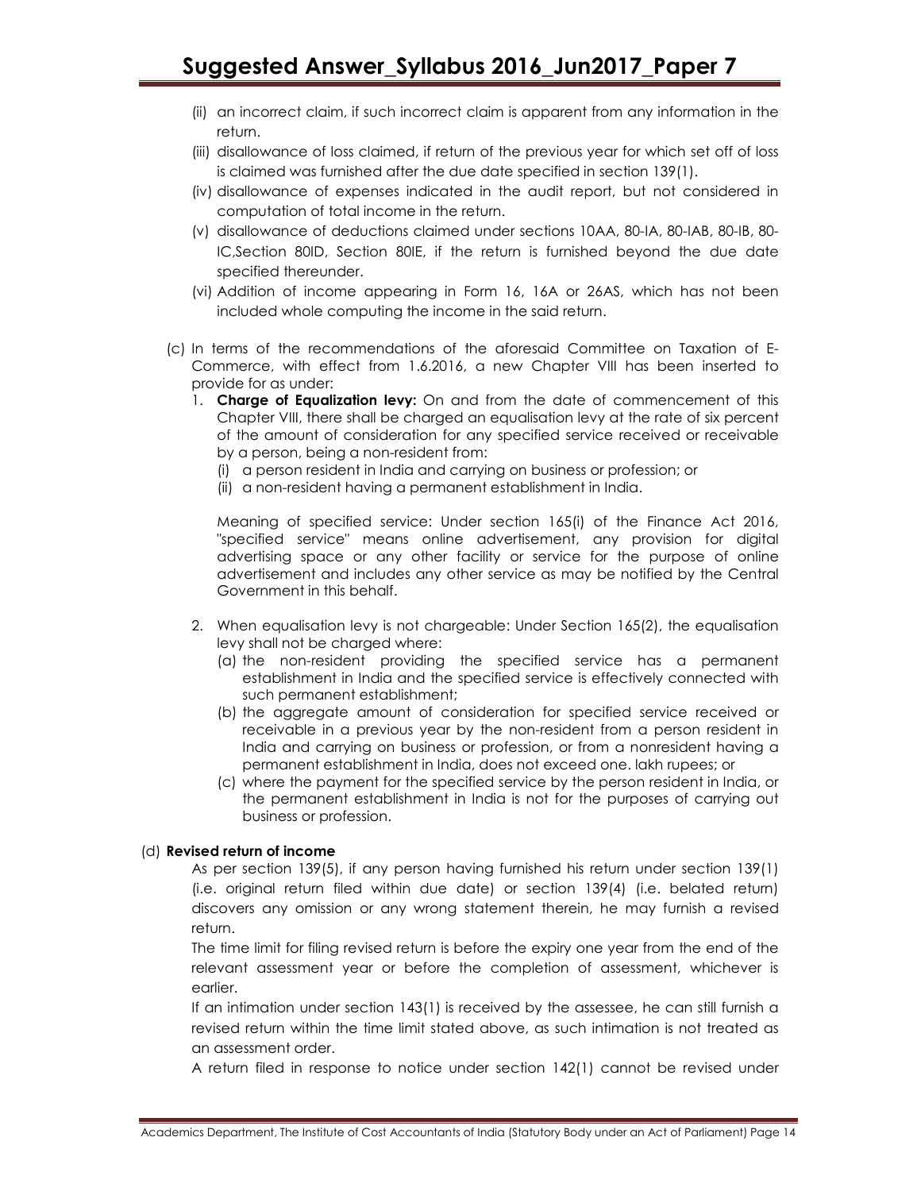(ii) an incorrect claim, if such incorrect claim is apparent from any information in the return.

(iii) disallowance of loss claimed, if return of the previous year for which set off of loss is claimed was furnished after the due date specified in section 139(1).

(iv) disallowance of expenses indicated in the audit report, but not considered in computation of total income in the return.

(v) disallowance of deductions claimed under sections 10AA, 80-IA, 80-IAB, 80-IB, 80-IC,Section 80ID, Section 80IE, if the return is furnished beyond the due date specified thereunder.

(vi) Addition of income appearing in Form 16, 16A or 26AS, which has not been included whole computing the income in the said return.

(c) In terms of the recommendations of the aforesaid Committee on Taxation of E-Commerce, with effect from 1.6.2016, a new Chapter VIII has been inserted to provide for as under:

1. **Charge of Equalization levy:** On and from the date of commencement of this Chapter VIII, there shall be charged an equalisation levy at the rate of six percent of the amount of consideration for any specified service received or receivable by a person, being a non-resident from:
   (i) a person resident in India and carrying on business or profession; or
   (ii) a non-resident having a permanent establishment in India.

   Meaning of specified service: Under section 165(i) of the Finance Act 2016, "specified service" means online advertisement, any provision for digital advertising space or any other facility or service for the purpose of online advertisement and includes any other service as may be notified by the Central Government in this behalf.

2. When equalisation levy is not chargeable: Under Section 165(2), the equalisation levy shall not be charged where:
   (a) the non-resident providing the specified service has a permanent establishment in India and the specified service is effectively connected with such permanent establishment;
   (b) the aggregate amount of consideration for specified service received or receivable in a previous year by the non-resident from a person resident in India and carrying on business or profession, or from a nonresident having a permanent establishment in India, does not exceed one. lakh rupees; or
   (c) where the payment for the specified service by the person resident in India, or the permanent establishment in India is not for the purposes of carrying out business or profession.

(d) **Revised return of income**

As per section 139(5), if any person having furnished his return under section 139(1) (i.e. original return filed within due date) or section 139(4) (i.e. belated return) discovers any omission or any wrong statement therein, he may furnish a revised return.

The time limit for filing revised return is before the expiry one year from the end of the relevant assessment year or before the completion of assessment, whichever is earlier.

If an intimation under section 143(1) is received by the assessee, he can still furnish a revised return within the time limit stated above, as such intimation is not treated as an assessment order.

A return filed in response to notice under section 142(1) cannot be revised under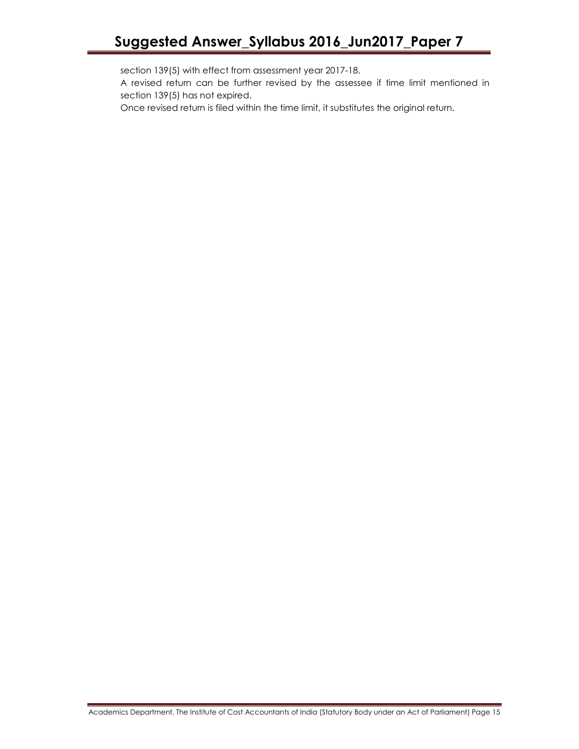section 139(5) with effect from assessment year 2017-18.

A revised return can be further revised by the assessee if time limit mentioned in section 139(5) has not expired.

Once revised return is filed within the time limit, it substitutes the original return.